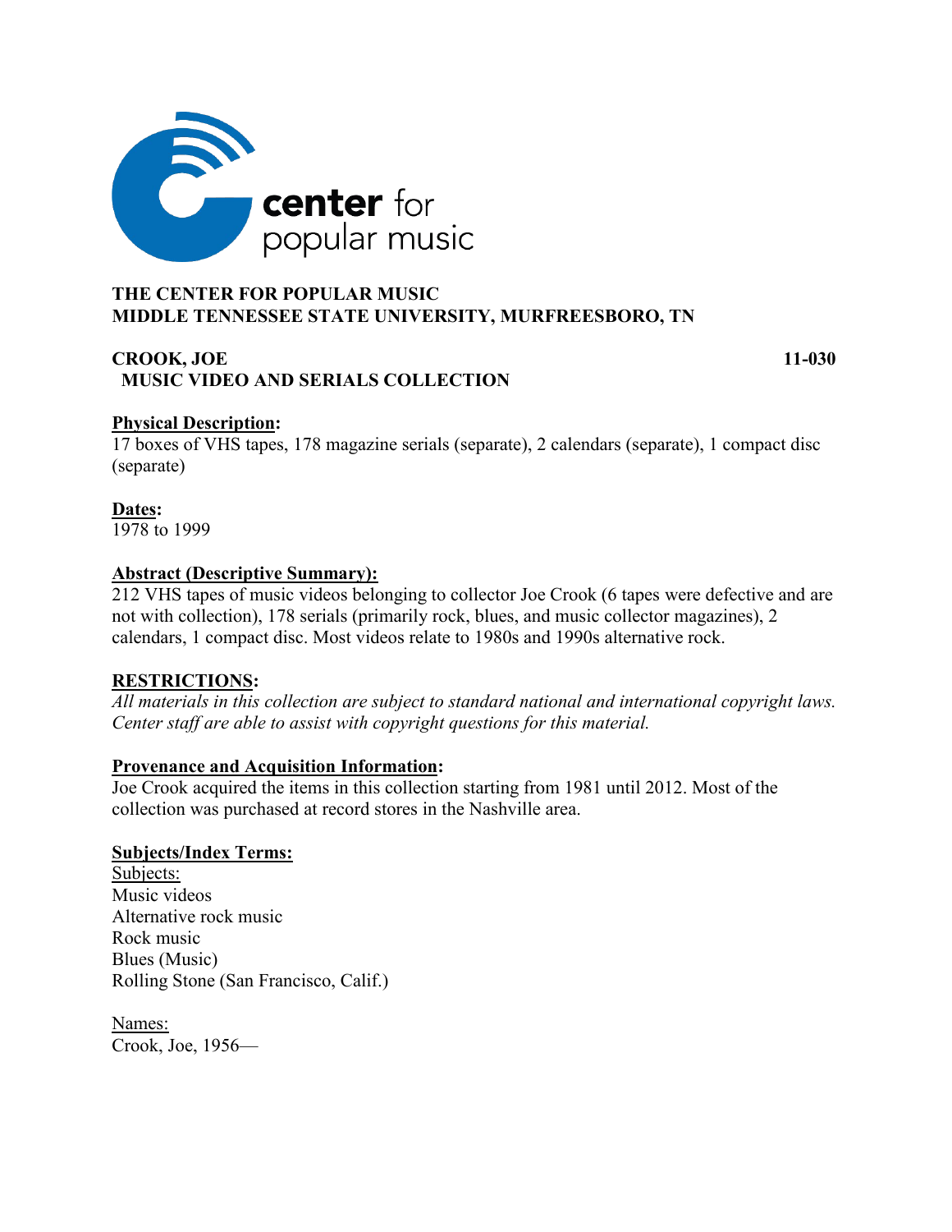**center for popular music**

# THE CENTER FOR POPULAR MUSIC
# MIDDLE TENNESSEE STATE UNIVERSITY, MURFREESBORO, TN

## CROOK, JOE — 11-030
## MUSIC VIDEO AND SERIALS COLLECTION

**Physical Description:**
17 boxes of VHS tapes, 178 magazine serials (separate), 2 calendars (separate), 1 compact disc (separate)

**Dates:**
1978 to 1999

**Abstract (Descriptive Summary):**
212 VHS tapes of music videos belonging to collector Joe Crook (6 tapes were defective and are not with collection), 178 serials (primarily rock, blues, and music collector magazines), 2 calendars, 1 compact disc. Most videos relate to 1980s and 1990s alternative rock.

**RESTRICTIONS:**
*All materials in this collection are subject to standard national and international copyright laws. Center staff are able to assist with copyright questions for this material.*

**Provenance and Acquisition Information:**
Joe Crook acquired the items in this collection starting from 1981 until 2012. Most of the collection was purchased at record stores in the Nashville area.

**Subjects/Index Terms:**

Subjects:
Music videos
Alternative rock music
Rock music
Blues (Music)
Rolling Stone (San Francisco, Calif.)

Names:
Crook, Joe, 1956—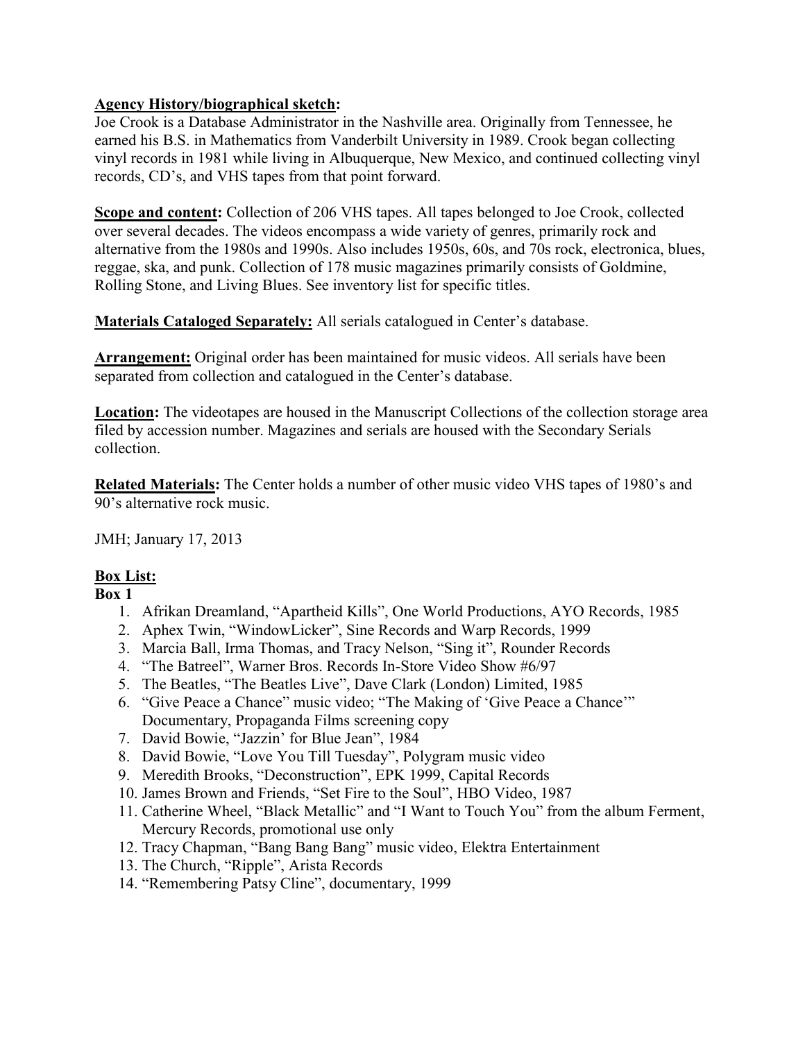**Agency History/biographical sketch:**
Joe Crook is a Database Administrator in the Nashville area. Originally from Tennessee, he earned his B.S. in Mathematics from Vanderbilt University in 1989. Crook began collecting vinyl records in 1981 while living in Albuquerque, New Mexico, and continued collecting vinyl records, CD's, and VHS tapes from that point forward.

**Scope and content:** Collection of 206 VHS tapes. All tapes belonged to Joe Crook, collected over several decades. The videos encompass a wide variety of genres, primarily rock and alternative from the 1980s and 1990s. Also includes 1950s, 60s, and 70s rock, electronica, blues, reggae, ska, and punk. Collection of 178 music magazines primarily consists of Goldmine, Rolling Stone, and Living Blues. See inventory list for specific titles.

**Materials Cataloged Separately:** All serials catalogued in Center's database.

**Arrangement:** Original order has been maintained for music videos. All serials have been separated from collection and catalogued in the Center's database.

**Location:** The videotapes are housed in the Manuscript Collections of the collection storage area filed by accession number. Magazines and serials are housed with the Secondary Serials collection.

**Related Materials:** The Center holds a number of other music video VHS tapes of 1980's and 90's alternative rock music.

JMH; January 17, 2013

**Box List:**

**Box 1**

1. Afrikan Dreamland, "Apartheid Kills", One World Productions, AYO Records, 1985
2. Aphex Twin, "WindowLicker", Sine Records and Warp Records, 1999
3. Marcia Ball, Irma Thomas, and Tracy Nelson, "Sing it", Rounder Records
4. "The Batreel", Warner Bros. Records In-Store Video Show #6/97
5. The Beatles, "The Beatles Live", Dave Clark (London) Limited, 1985
6. "Give Peace a Chance" music video; "The Making of 'Give Peace a Chance'" Documentary, Propaganda Films screening copy
7. David Bowie, "Jazzin' for Blue Jean", 1984
8. David Bowie, "Love You Till Tuesday", Polygram music video
9. Meredith Brooks, "Deconstruction", EPK 1999, Capital Records
10. James Brown and Friends, "Set Fire to the Soul", HBO Video, 1987
11. Catherine Wheel, "Black Metallic" and "I Want to Touch You" from the album Ferment, Mercury Records, promotional use only
12. Tracy Chapman, "Bang Bang Bang" music video, Elektra Entertainment
13. The Church, "Ripple", Arista Records
14. "Remembering Patsy Cline", documentary, 1999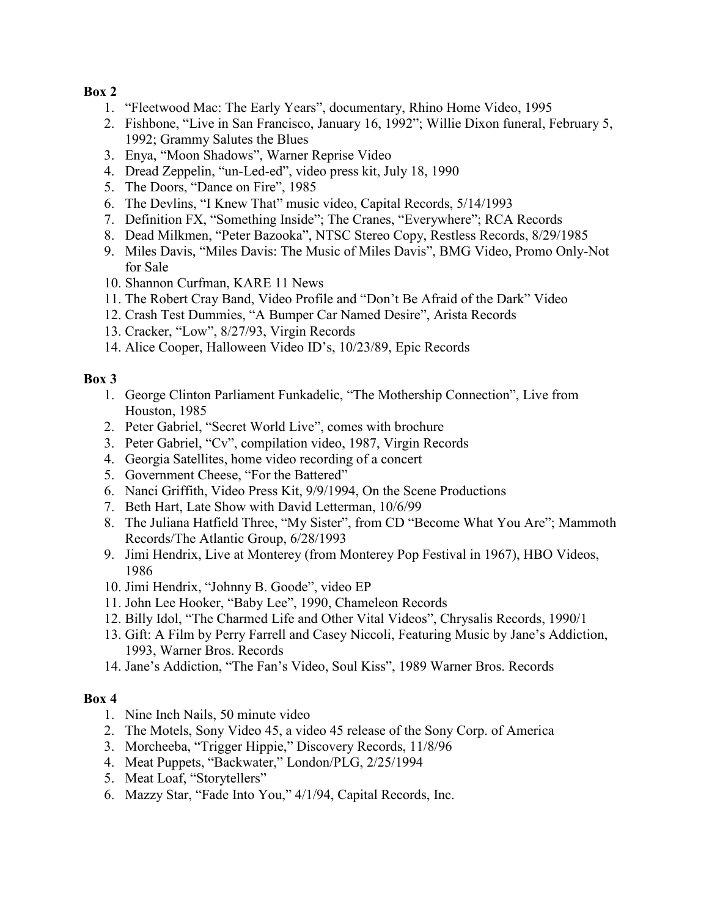**Box 2**

1. "Fleetwood Mac: The Early Years", documentary, Rhino Home Video, 1995
2. Fishbone, "Live in San Francisco, January 16, 1992"; Willie Dixon funeral, February 5, 1992; Grammy Salutes the Blues
3. Enya, "Moon Shadows", Warner Reprise Video
4. Dread Zeppelin, "un-Led-ed", video press kit, July 18, 1990
5. The Doors, "Dance on Fire", 1985
6. The Devlins, "I Knew That" music video, Capital Records, 5/14/1993
7. Definition FX, "Something Inside"; The Cranes, "Everywhere"; RCA Records
8. Dead Milkmen, "Peter Bazooka", NTSC Stereo Copy, Restless Records, 8/29/1985
9. Miles Davis, "Miles Davis: The Music of Miles Davis", BMG Video, Promo Only-Not for Sale
10. Shannon Curfman, KARE 11 News
11. The Robert Cray Band, Video Profile and "Don't Be Afraid of the Dark" Video
12. Crash Test Dummies, "A Bumper Car Named Desire", Arista Records
13. Cracker, "Low", 8/27/93, Virgin Records
14. Alice Cooper, Halloween Video ID's, 10/23/89, Epic Records

**Box 3**

1. George Clinton Parliament Funkadelic, "The Mothership Connection", Live from Houston, 1985
2. Peter Gabriel, "Secret World Live", comes with brochure
3. Peter Gabriel, "Cv", compilation video, 1987, Virgin Records
4. Georgia Satellites, home video recording of a concert
5. Government Cheese, "For the Battered"
6. Nanci Griffith, Video Press Kit, 9/9/1994, On the Scene Productions
7. Beth Hart, Late Show with David Letterman, 10/6/99
8. The Juliana Hatfield Three, "My Sister", from CD "Become What You Are"; Mammoth Records/The Atlantic Group, 6/28/1993
9. Jimi Hendrix, Live at Monterey (from Monterey Pop Festival in 1967), HBO Videos, 1986
10. Jimi Hendrix, "Johnny B. Goode", video EP
11. John Lee Hooker, "Baby Lee", 1990, Chameleon Records
12. Billy Idol, "The Charmed Life and Other Vital Videos", Chrysalis Records, 1990/1
13. Gift: A Film by Perry Farrell and Casey Niccoli, Featuring Music by Jane's Addiction, 1993, Warner Bros. Records
14. Jane's Addiction, "The Fan's Video, Soul Kiss", 1989 Warner Bros. Records

**Box 4**

1. Nine Inch Nails, 50 minute video
2. The Motels, Sony Video 45, a video 45 release of the Sony Corp. of America
3. Morcheeba, "Trigger Hippie," Discovery Records, 11/8/96
4. Meat Puppets, "Backwater," London/PLG, 2/25/1994
5. Meat Loaf, "Storytellers"
6. Mazzy Star, "Fade Into You," 4/1/94, Capital Records, Inc.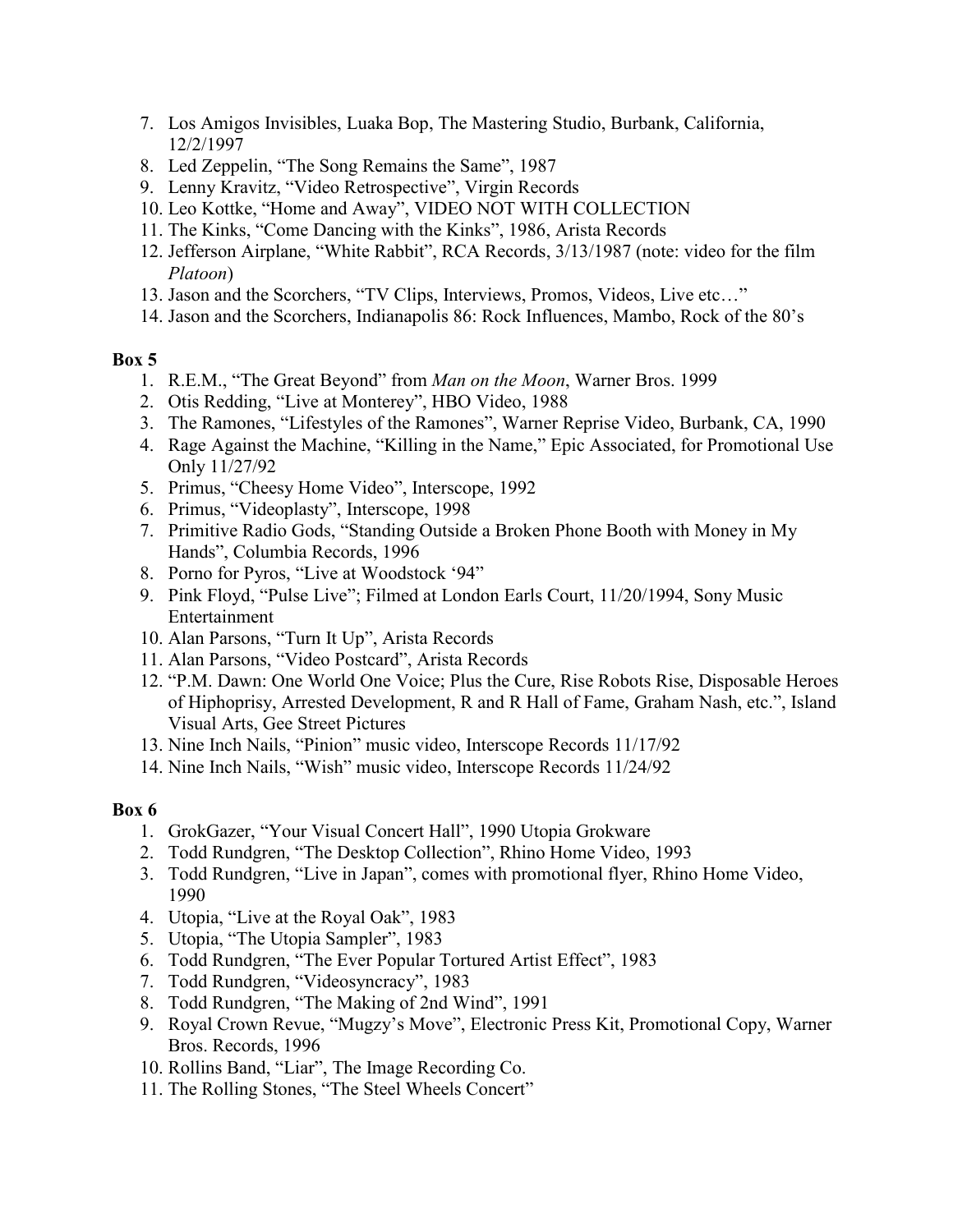7. Los Amigos Invisibles, Luaka Bop, The Mastering Studio, Burbank, California, 12/2/1997
8. Led Zeppelin, "The Song Remains the Same", 1987
9. Lenny Kravitz, "Video Retrospective", Virgin Records
10. Leo Kottke, "Home and Away", VIDEO NOT WITH COLLECTION
11. The Kinks, "Come Dancing with the Kinks", 1986, Arista Records
12. Jefferson Airplane, "White Rabbit", RCA Records, 3/13/1987 (note: video for the film *Platoon*)
13. Jason and the Scorchers, "TV Clips, Interviews, Promos, Videos, Live etc…"
14. Jason and the Scorchers, Indianapolis 86: Rock Influences, Mambo, Rock of the 80's

**Box 5**

1. R.E.M., "The Great Beyond" from *Man on the Moon*, Warner Bros. 1999
2. Otis Redding, "Live at Monterey", HBO Video, 1988
3. The Ramones, "Lifestyles of the Ramones", Warner Reprise Video, Burbank, CA, 1990
4. Rage Against the Machine, "Killing in the Name," Epic Associated, for Promotional Use Only 11/27/92
5. Primus, "Cheesy Home Video", Interscope, 1992
6. Primus, "Videoplasty", Interscope, 1998
7. Primitive Radio Gods, "Standing Outside a Broken Phone Booth with Money in My Hands", Columbia Records, 1996
8. Porno for Pyros, "Live at Woodstock '94"
9. Pink Floyd, "Pulse Live"; Filmed at London Earls Court, 11/20/1994, Sony Music Entertainment
10. Alan Parsons, "Turn It Up", Arista Records
11. Alan Parsons, "Video Postcard", Arista Records
12. "P.M. Dawn: One World One Voice; Plus the Cure, Rise Robots Rise, Disposable Heroes of Hiphoprisy, Arrested Development, R and R Hall of Fame, Graham Nash, etc.", Island Visual Arts, Gee Street Pictures
13. Nine Inch Nails, "Pinion" music video, Interscope Records 11/17/92
14. Nine Inch Nails, "Wish" music video, Interscope Records 11/24/92

**Box 6**

1. GrokGazer, "Your Visual Concert Hall", 1990 Utopia Grokware
2. Todd Rundgren, "The Desktop Collection", Rhino Home Video, 1993
3. Todd Rundgren, "Live in Japan", comes with promotional flyer, Rhino Home Video, 1990
4. Utopia, "Live at the Royal Oak", 1983
5. Utopia, "The Utopia Sampler", 1983
6. Todd Rundgren, "The Ever Popular Tortured Artist Effect", 1983
7. Todd Rundgren, "Videosyncracy", 1983
8. Todd Rundgren, "The Making of 2nd Wind", 1991
9. Royal Crown Revue, "Mugzy's Move", Electronic Press Kit, Promotional Copy, Warner Bros. Records, 1996
10. Rollins Band, "Liar", The Image Recording Co.
11. The Rolling Stones, "The Steel Wheels Concert"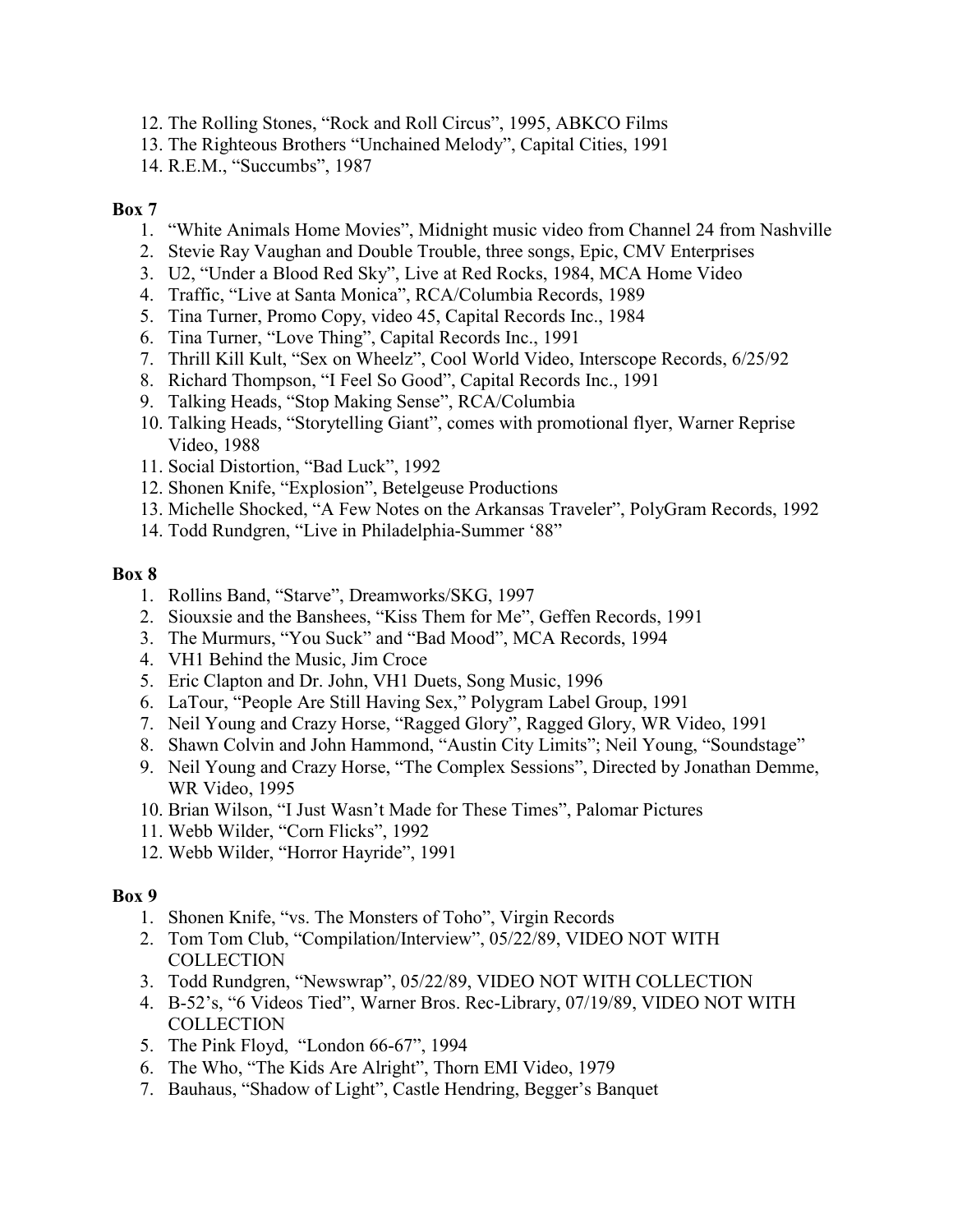12. The Rolling Stones, "Rock and Roll Circus", 1995, ABKCO Films
13. The Righteous Brothers "Unchained Melody", Capital Cities, 1991
14. R.E.M., "Succumbs", 1987

**Box 7**

1. "White Animals Home Movies", Midnight music video from Channel 24 from Nashville
2. Stevie Ray Vaughan and Double Trouble, three songs, Epic, CMV Enterprises
3. U2, "Under a Blood Red Sky", Live at Red Rocks, 1984, MCA Home Video
4. Traffic, "Live at Santa Monica", RCA/Columbia Records, 1989
5. Tina Turner, Promo Copy, video 45, Capital Records Inc., 1984
6. Tina Turner, "Love Thing", Capital Records Inc., 1991
7. Thrill Kill Kult, "Sex on Wheelz", Cool World Video, Interscope Records, 6/25/92
8. Richard Thompson, "I Feel So Good", Capital Records Inc., 1991
9. Talking Heads, "Stop Making Sense", RCA/Columbia
10. Talking Heads, "Storytelling Giant", comes with promotional flyer, Warner Reprise Video, 1988
11. Social Distortion, "Bad Luck", 1992
12. Shonen Knife, "Explosion", Betelgeuse Productions
13. Michelle Shocked, "A Few Notes on the Arkansas Traveler", PolyGram Records, 1992
14. Todd Rundgren, "Live in Philadelphia-Summer '88"

**Box 8**

1. Rollins Band, "Starve", Dreamworks/SKG, 1997
2. Siouxsie and the Banshees, "Kiss Them for Me", Geffen Records, 1991
3. The Murmurs, "You Suck" and "Bad Mood", MCA Records, 1994
4. VH1 Behind the Music, Jim Croce
5. Eric Clapton and Dr. John, VH1 Duets, Song Music, 1996
6. LaTour, "People Are Still Having Sex," Polygram Label Group, 1991
7. Neil Young and Crazy Horse, "Ragged Glory", Ragged Glory, WR Video, 1991
8. Shawn Colvin and John Hammond, "Austin City Limits"; Neil Young, "Soundstage"
9. Neil Young and Crazy Horse, "The Complex Sessions", Directed by Jonathan Demme, WR Video, 1995
10. Brian Wilson, "I Just Wasn't Made for These Times", Palomar Pictures
11. Webb Wilder, "Corn Flicks", 1992
12. Webb Wilder, "Horror Hayride", 1991

**Box 9**

1. Shonen Knife, "vs. The Monsters of Toho", Virgin Records
2. Tom Tom Club, "Compilation/Interview", 05/22/89, VIDEO NOT WITH COLLECTION
3. Todd Rundgren, "Newswrap", 05/22/89, VIDEO NOT WITH COLLECTION
4. B-52's, "6 Videos Tied", Warner Bros. Rec-Library, 07/19/89, VIDEO NOT WITH COLLECTION
5. The Pink Floyd, "London 66-67", 1994
6. The Who, "The Kids Are Alright", Thorn EMI Video, 1979
7. Bauhaus, "Shadow of Light", Castle Hendring, Begger's Banquet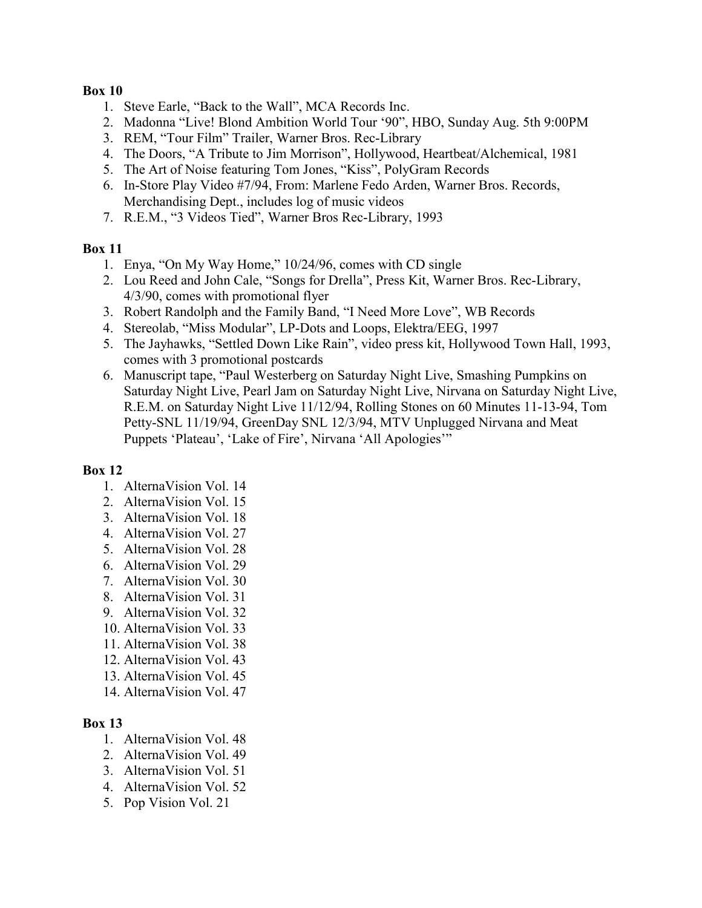**Box 10**

1. Steve Earle, "Back to the Wall", MCA Records Inc.
2. Madonna "Live! Blond Ambition World Tour '90", HBO, Sunday Aug. 5th 9:00PM
3. REM, "Tour Film" Trailer, Warner Bros. Rec-Library
4. The Doors, "A Tribute to Jim Morrison", Hollywood, Heartbeat/Alchemical, 1981
5. The Art of Noise featuring Tom Jones, "Kiss", PolyGram Records
6. In-Store Play Video #7/94, From: Marlene Fedo Arden, Warner Bros. Records, Merchandising Dept., includes log of music videos
7. R.E.M., "3 Videos Tied", Warner Bros Rec-Library, 1993

**Box 11**

1. Enya, "On My Way Home," 10/24/96, comes with CD single
2. Lou Reed and John Cale, "Songs for Drella", Press Kit, Warner Bros. Rec-Library, 4/3/90, comes with promotional flyer
3. Robert Randolph and the Family Band, "I Need More Love", WB Records
4. Stereolab, "Miss Modular", LP-Dots and Loops, Elektra/EEG, 1997
5. The Jayhawks, "Settled Down Like Rain", video press kit, Hollywood Town Hall, 1993, comes with 3 promotional postcards
6. Manuscript tape, "Paul Westerberg on Saturday Night Live, Smashing Pumpkins on Saturday Night Live, Pearl Jam on Saturday Night Live, Nirvana on Saturday Night Live, R.E.M. on Saturday Night Live 11/12/94, Rolling Stones on 60 Minutes 11-13-94, Tom Petty-SNL 11/19/94, GreenDay SNL 12/3/94, MTV Unplugged Nirvana and Meat Puppets 'Plateau', 'Lake of Fire', Nirvana 'All Apologies'"

**Box 12**

1. AlternaVision Vol. 14
2. AlternaVision Vol. 15
3. AlternaVision Vol. 18
4. AlternaVision Vol. 27
5. AlternaVision Vol. 28
6. AlternaVision Vol. 29
7. AlternaVision Vol. 30
8. AlternaVision Vol. 31
9. AlternaVision Vol. 32
10. AlternaVision Vol. 33
11. AlternaVision Vol. 38
12. AlternaVision Vol. 43
13. AlternaVision Vol. 45
14. AlternaVision Vol. 47

**Box 13**

1. AlternaVision Vol. 48
2. AlternaVision Vol. 49
3. AlternaVision Vol. 51
4. AlternaVision Vol. 52
5. Pop Vision Vol. 21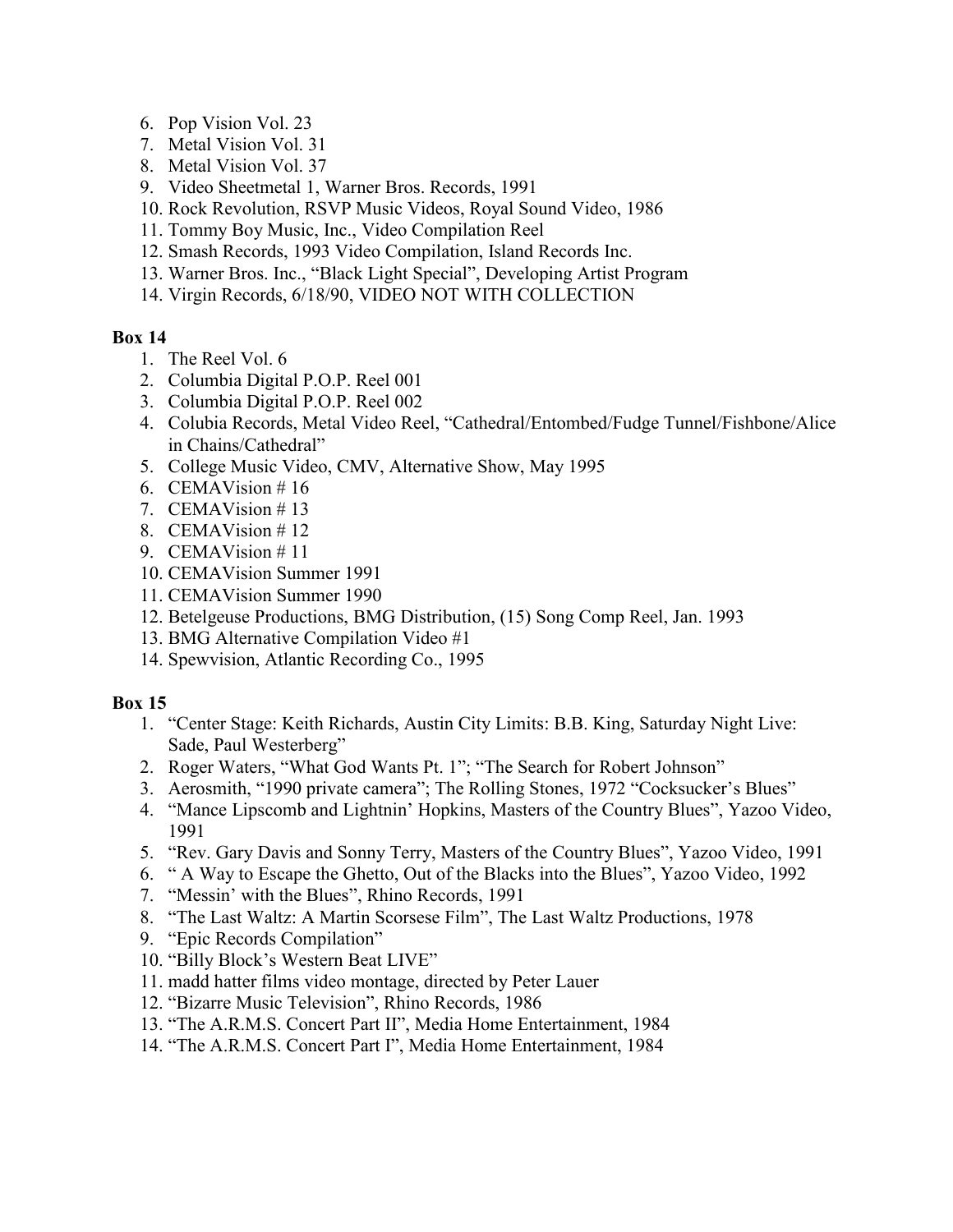6. Pop Vision Vol. 23
7. Metal Vision Vol. 31
8. Metal Vision Vol. 37
9. Video Sheetmetal 1, Warner Bros. Records, 1991
10. Rock Revolution, RSVP Music Videos, Royal Sound Video, 1986
11. Tommy Boy Music, Inc., Video Compilation Reel
12. Smash Records, 1993 Video Compilation, Island Records Inc.
13. Warner Bros. Inc., "Black Light Special", Developing Artist Program
14. Virgin Records, 6/18/90, VIDEO NOT WITH COLLECTION

**Box 14**

1. The Reel Vol. 6
2. Columbia Digital P.O.P. Reel 001
3. Columbia Digital P.O.P. Reel 002
4. Colubia Records, Metal Video Reel, "Cathedral/Entombed/Fudge Tunnel/Fishbone/Alice in Chains/Cathedral"
5. College Music Video, CMV, Alternative Show, May 1995
6. CEMAVision # 16
7. CEMAVision # 13
8. CEMAVision # 12
9. CEMAVision # 11
10. CEMAVision Summer 1991
11. CEMAVision Summer 1990
12. Betelgeuse Productions, BMG Distribution, (15) Song Comp Reel, Jan. 1993
13. BMG Alternative Compilation Video #1
14. Spewvision, Atlantic Recording Co., 1995

**Box 15**

1. "Center Stage: Keith Richards, Austin City Limits: B.B. King, Saturday Night Live: Sade, Paul Westerberg"
2. Roger Waters, "What God Wants Pt. 1"; "The Search for Robert Johnson"
3. Aerosmith, "1990 private camera"; The Rolling Stones, 1972 "Cocksucker's Blues"
4. "Mance Lipscomb and Lightnin' Hopkins, Masters of the Country Blues", Yazoo Video, 1991
5. "Rev. Gary Davis and Sonny Terry, Masters of the Country Blues", Yazoo Video, 1991
6. " A Way to Escape the Ghetto, Out of the Blacks into the Blues", Yazoo Video, 1992
7. "Messin' with the Blues", Rhino Records, 1991
8. "The Last Waltz: A Martin Scorsese Film", The Last Waltz Productions, 1978
9. "Epic Records Compilation"
10. "Billy Block's Western Beat LIVE"
11. madd hatter films video montage, directed by Peter Lauer
12. "Bizarre Music Television", Rhino Records, 1986
13. "The A.R.M.S. Concert Part II", Media Home Entertainment, 1984
14. "The A.R.M.S. Concert Part I", Media Home Entertainment, 1984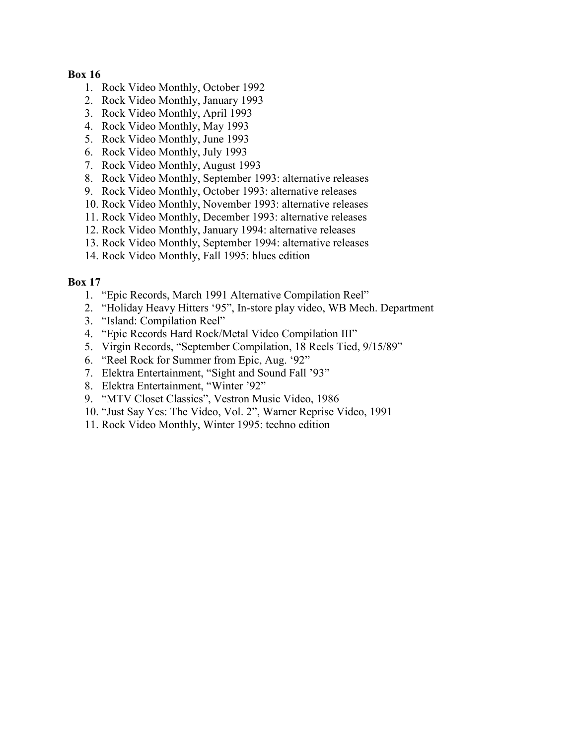**Box 16**

1. Rock Video Monthly, October 1992
2. Rock Video Monthly, January 1993
3. Rock Video Monthly, April 1993
4. Rock Video Monthly, May 1993
5. Rock Video Monthly, June 1993
6. Rock Video Monthly, July 1993
7. Rock Video Monthly, August 1993
8. Rock Video Monthly, September 1993: alternative releases
9. Rock Video Monthly, October 1993: alternative releases
10. Rock Video Monthly, November 1993: alternative releases
11. Rock Video Monthly, December 1993: alternative releases
12. Rock Video Monthly, January 1994: alternative releases
13. Rock Video Monthly, September 1994: alternative releases
14. Rock Video Monthly, Fall 1995: blues edition

**Box 17**

1. "Epic Records, March 1991 Alternative Compilation Reel"
2. "Holiday Heavy Hitters '95", In-store play video, WB Mech. Department
3. "Island: Compilation Reel"
4. "Epic Records Hard Rock/Metal Video Compilation III"
5. Virgin Records, "September Compilation, 18 Reels Tied, 9/15/89"
6. "Reel Rock for Summer from Epic, Aug. '92"
7. Elektra Entertainment, "Sight and Sound Fall '93"
8. Elektra Entertainment, "Winter '92"
9. "MTV Closet Classics", Vestron Music Video, 1986
10. "Just Say Yes: The Video, Vol. 2", Warner Reprise Video, 1991
11. Rock Video Monthly, Winter 1995: techno edition